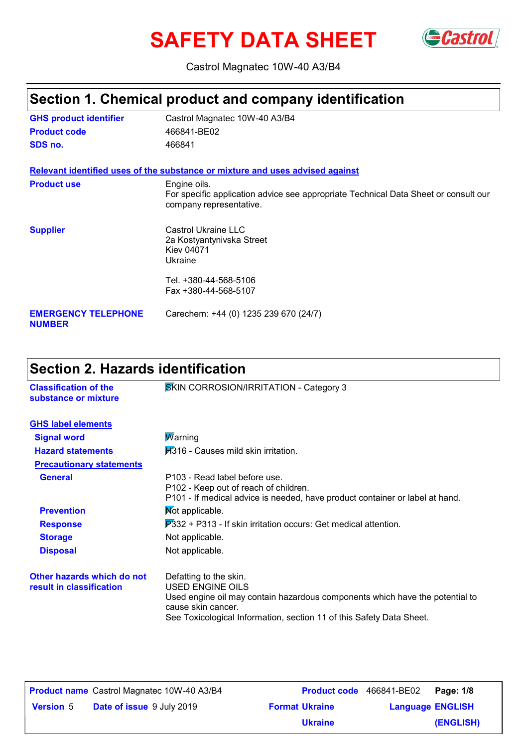# SAFETY DATA SHEET

Castrol Magnatec 10W-40 A3/B4

## Section 1. Chemical product and company identification

**GHS product identifier** Castrol Magnatec 10W-40 A3/B4

**Product code** 466841-BE02

**SDS no.** 466841

**Relevant identified uses of the substance or mixture and uses advised against**

**Product use** Engine oils.
For specific application advice see appropriate Technical Data Sheet or consult our company representative.

**Supplier** Castrol Ukraine LLC
2a Kostyantynivska Street
Kiev 04071
Ukraine

Tel. +380-44-568-5106
Fax +380-44-568-5107

**EMERGENCY TELEPHONE NUMBER** Carechem: +44 (0) 1235 239 670 (24/7)

## Section 2. Hazards identification

**Classification of the substance or mixture** SKIN CORROSION/IRRITATION - Category 3

**GHS label elements**

**Signal word** Warning

**Hazard statements** H316 - Causes mild skin irritation.

**Precautionary statements**

**General** P103 - Read label before use.
P102 - Keep out of reach of children.
P101 - If medical advice is needed, have product container or label at hand.

**Prevention** Not applicable.

**Response** P332 + P313 - If skin irritation occurs: Get medical attention.

**Storage** Not applicable.

**Disposal** Not applicable.

**Other hazards which do not result in classification** Defatting to the skin.
USED ENGINE OILS
Used engine oil may contain hazardous components which have the potential to cause skin cancer.
See Toxicological Information, section 11 of this Safety Data Sheet.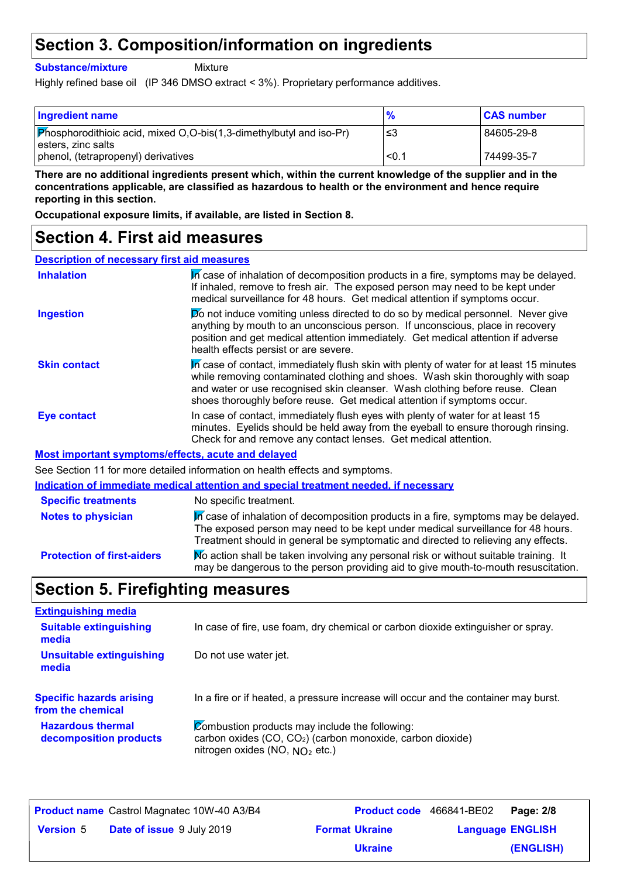## Section 3. Composition/information on ingredients

**Substance/mixture** Mixture

Highly refined base oil (IP 346 DMSO extract < 3%). Proprietary performance additives.

| Ingredient name | % | CAS number |
|---|---|---|
| Phosphorodithioic acid, mixed O,O-bis(1,3-dimethylbutyl and iso-Pr) esters, zinc salts | ≤3 | 84605-29-8 |
| phenol, (tetrapropenyl) derivatives | <0.1 | 74499-35-7 |

**There are no additional ingredients present which, within the current knowledge of the supplier and in the concentrations applicable, are classified as hazardous to health or the environment and hence require reporting in this section.**

**Occupational exposure limits, if available, are listed in Section 8.**

## Section 4. First aid measures

### Description of necessary first aid measures

**Inhalation**: In case of inhalation of decomposition products in a fire, symptoms may be delayed. If inhaled, remove to fresh air. The exposed person may need to be kept under medical surveillance for 48 hours. Get medical attention if symptoms occur.

**Ingestion**: Do not induce vomiting unless directed to do so by medical personnel. Never give anything by mouth to an unconscious person. If unconscious, place in recovery position and get medical attention immediately. Get medical attention if adverse health effects persist or are severe.

**Skin contact**: In case of contact, immediately flush skin with plenty of water for at least 15 minutes while removing contaminated clothing and shoes. Wash skin thoroughly with soap and water or use recognised skin cleanser. Wash clothing before reuse. Clean shoes thoroughly before reuse. Get medical attention if symptoms occur.

**Eye contact**: In case of contact, immediately flush eyes with plenty of water for at least 15 minutes. Eyelids should be held away from the eyeball to ensure thorough rinsing. Check for and remove any contact lenses. Get medical attention.

### Most important symptoms/effects, acute and delayed

See Section 11 for more detailed information on health effects and symptoms.

### Indication of immediate medical attention and special treatment needed, if necessary

**Specific treatments**: No specific treatment.

**Notes to physician**: In case of inhalation of decomposition products in a fire, symptoms may be delayed. The exposed person may need to be kept under medical surveillance for 48 hours. Treatment should in general be symptomatic and directed to relieving any effects.

**Protection of first-aiders**: No action shall be taken involving any personal risk or without suitable training. It may be dangerous to the person providing aid to give mouth-to-mouth resuscitation.

## Section 5. Firefighting measures

### Extinguishing media

**Suitable extinguishing media**: In case of fire, use foam, dry chemical or carbon dioxide extinguisher or spray.

**Unsuitable extinguishing media**: Do not use water jet.

**Specific hazards arising from the chemical**: In a fire or if heated, a pressure increase will occur and the container may burst.

**Hazardous thermal decomposition products**: Combustion products may include the following:
carbon oxides (CO, $CO_2$) (carbon monoxide, carbon dioxide)
nitrogen oxides (NO, $NO_2$ etc.)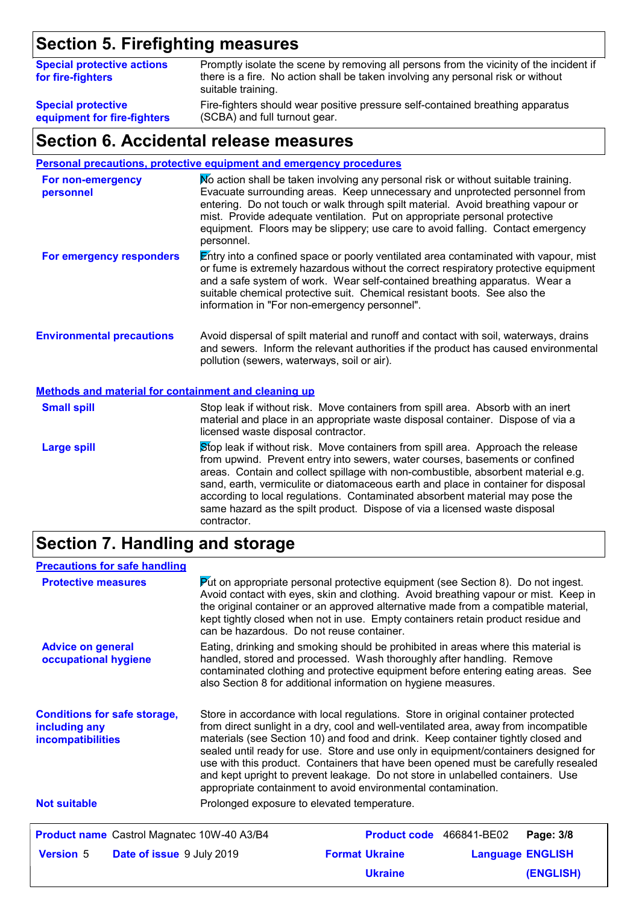## Section 5. Firefighting measures

**Special protective actions for fire-fighters**
Promptly isolate the scene by removing all persons from the vicinity of the incident if there is a fire. No action shall be taken involving any personal risk or without suitable training.

**Special protective equipment for fire-fighters**
Fire-fighters should wear positive pressure self-contained breathing apparatus (SCBA) and full turnout gear.

## Section 6. Accidental release measures

### Personal precautions, protective equipment and emergency procedures

**For non-emergency personnel**
No action shall be taken involving any personal risk or without suitable training. Evacuate surrounding areas. Keep unnecessary and unprotected personnel from entering. Do not touch or walk through spilt material. Avoid breathing vapour or mist. Provide adequate ventilation. Put on appropriate personal protective equipment. Floors may be slippery; use care to avoid falling. Contact emergency personnel.

**For emergency responders**
Entry into a confined space or poorly ventilated area contaminated with vapour, mist or fume is extremely hazardous without the correct respiratory protective equipment and a safe system of work. Wear self-contained breathing apparatus. Wear a suitable chemical protective suit. Chemical resistant boots. See also the information in "For non-emergency personnel".

**Environmental precautions**
Avoid dispersal of spilt material and runoff and contact with soil, waterways, drains and sewers. Inform the relevant authorities if the product has caused environmental pollution (sewers, waterways, soil or air).

### Methods and material for containment and cleaning up

**Small spill**
Stop leak if without risk. Move containers from spill area. Absorb with an inert material and place in an appropriate waste disposal container. Dispose of via a licensed waste disposal contractor.

**Large spill**
Stop leak if without risk. Move containers from spill area. Approach the release from upwind. Prevent entry into sewers, water courses, basements or confined areas. Contain and collect spillage with non-combustible, absorbent material e.g. sand, earth, vermiculite or diatomaceous earth and place in container for disposal according to local regulations. Contaminated absorbent material may pose the same hazard as the spilt product. Dispose of via a licensed waste disposal contractor.

## Section 7. Handling and storage

### Precautions for safe handling

**Protective measures**
Put on appropriate personal protective equipment (see Section 8). Do not ingest. Avoid contact with eyes, skin and clothing. Avoid breathing vapour or mist. Keep in the original container or an approved alternative made from a compatible material, kept tightly closed when not in use. Empty containers retain product residue and can be hazardous. Do not reuse container.

**Advice on general occupational hygiene**
Eating, drinking and smoking should be prohibited in areas where this material is handled, stored and processed. Wash thoroughly after handling. Remove contaminated clothing and protective equipment before entering eating areas. See also Section 8 for additional information on hygiene measures.

**Conditions for safe storage, including any incompatibilities**
Store in accordance with local regulations. Store in original container protected from direct sunlight in a dry, cool and well-ventilated area, away from incompatible materials (see Section 10) and food and drink. Keep container tightly closed and sealed until ready for use. Store and use only in equipment/containers designed for use with this product. Containers that have been opened must be carefully resealed and kept upright to prevent leakage. Do not store in unlabelled containers. Use appropriate containment to avoid environmental contamination.

**Not suitable**
Prolonged exposure to elevated temperature.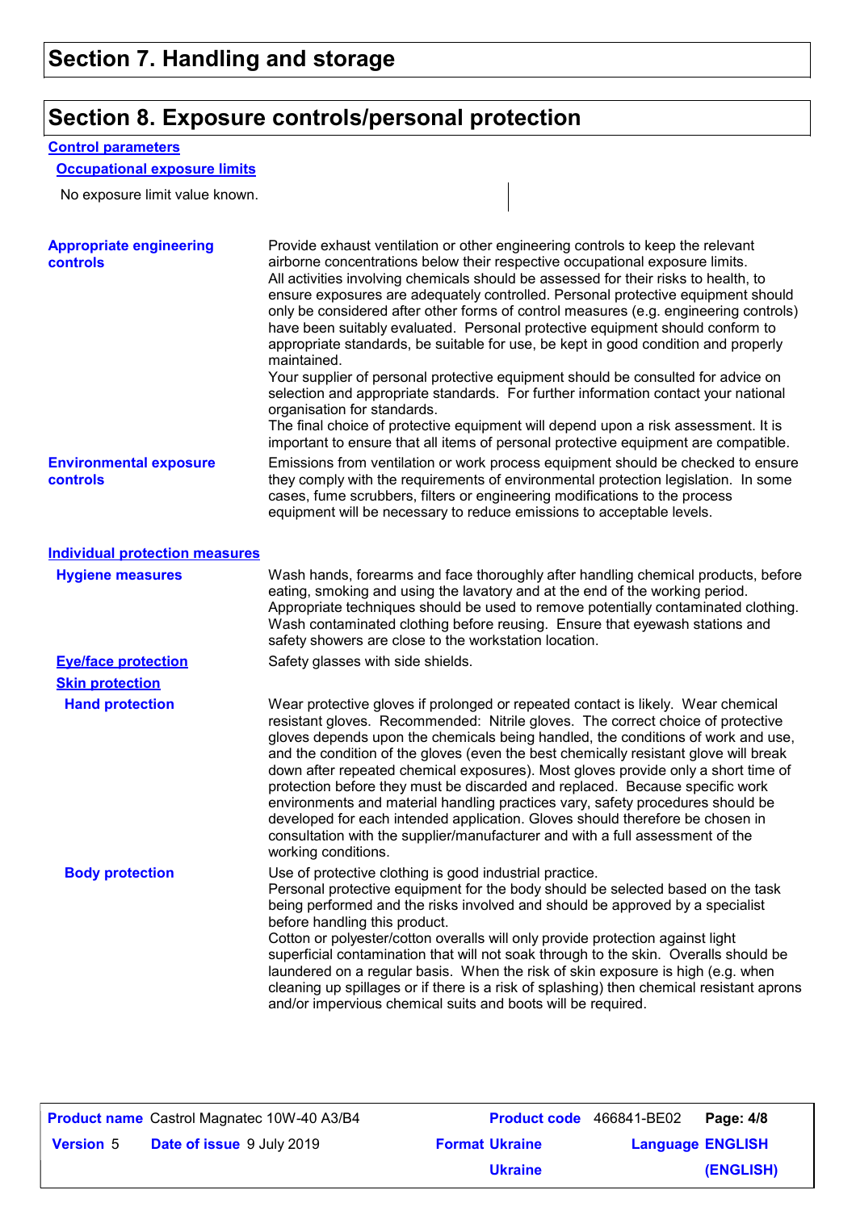## Section 7. Handling and storage

## Section 8. Exposure controls/personal protection

### Control parameters

#### Occupational exposure limits

No exposure limit value known.

**Appropriate engineering controls**

Provide exhaust ventilation or other engineering controls to keep the relevant airborne concentrations below their respective occupational exposure limits.
All activities involving chemicals should be assessed for their risks to health, to ensure exposures are adequately controlled. Personal protective equipment should only be considered after other forms of control measures (e.g. engineering controls) have been suitably evaluated. Personal protective equipment should conform to appropriate standards, be suitable for use, be kept in good condition and properly maintained.
Your supplier of personal protective equipment should be consulted for advice on selection and appropriate standards. For further information contact your national organisation for standards.
The final choice of protective equipment will depend upon a risk assessment. It is important to ensure that all items of personal protective equipment are compatible.

**Environmental exposure controls**

Emissions from ventilation or work process equipment should be checked to ensure they comply with the requirements of environmental protection legislation. In some cases, fume scrubbers, filters or engineering modifications to the process equipment will be necessary to reduce emissions to acceptable levels.

### Individual protection measures

**Hygiene measures**

Wash hands, forearms and face thoroughly after handling chemical products, before eating, smoking and using the lavatory and at the end of the working period. Appropriate techniques should be used to remove potentially contaminated clothing. Wash contaminated clothing before reusing. Ensure that eyewash stations and safety showers are close to the workstation location.

**Eye/face protection**

Safety glasses with side shields.

**Skin protection**

**Hand protection**

Wear protective gloves if prolonged or repeated contact is likely. Wear chemical resistant gloves. Recommended: Nitrile gloves. The correct choice of protective gloves depends upon the chemicals being handled, the conditions of work and use, and the condition of the gloves (even the best chemically resistant glove will break down after repeated chemical exposures). Most gloves provide only a short time of protection before they must be discarded and replaced. Because specific work environments and material handling practices vary, safety procedures should be developed for each intended application. Gloves should therefore be chosen in consultation with the supplier/manufacturer and with a full assessment of the working conditions.

**Body protection**

Use of protective clothing is good industrial practice.
Personal protective equipment for the body should be selected based on the task being performed and the risks involved and should be approved by a specialist before handling this product.
Cotton or polyester/cotton overalls will only provide protection against light superficial contamination that will not soak through to the skin. Overalls should be laundered on a regular basis. When the risk of skin exposure is high (e.g. when cleaning up spillages or if there is a risk of splashing) then chemical resistant aprons and/or impervious chemical suits and boots will be required.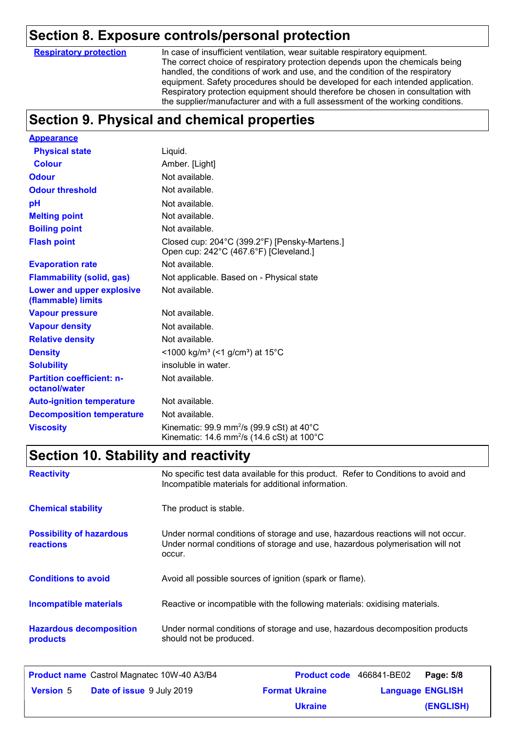## Section 8. Exposure controls/personal protection

| | |
|---|---|
| **Respiratory protection** | In case of insufficient ventilation, wear suitable respiratory equipment. The correct choice of respiratory protection depends upon the chemicals being handled, the conditions of work and use, and the condition of the respiratory equipment. Safety procedures should be developed for each intended application. Respiratory protection equipment should therefore be chosen in consultation with the supplier/manufacturer and with a full assessment of the working conditions. |

## Section 9. Physical and chemical properties

| | |
|---|---|
| **Appearance** | |
| **Physical state** | Liquid. |
| **Colour** | Amber. [Light] |
| **Odour** | Not available. |
| **Odour threshold** | Not available. |
| **pH** | Not available. |
| **Melting point** | Not available. |
| **Boiling point** | Not available. |
| **Flash point** | Closed cup: 204°C (399.2°F) [Pensky-Martens.]<br>Open cup: 242°C (467.6°F) [Cleveland.] |
| **Evaporation rate** | Not available. |
| **Flammability (solid, gas)** | Not applicable. Based on - Physical state |
| **Lower and upper explosive (flammable) limits** | Not available. |
| **Vapour pressure** | Not available. |
| **Vapour density** | Not available. |
| **Relative density** | Not available. |
| **Density** | <1000 kg/m³ (<1 g/cm³) at 15°C |
| **Solubility** | insoluble in water. |
| **Partition coefficient: n-octanol/water** | Not available. |
| **Auto-ignition temperature** | Not available. |
| **Decomposition temperature** | Not available. |
| **Viscosity** | Kinematic: 99.9 $mm^2/s$ (99.9 cSt) at 40°C<br>Kinematic: 14.6 $mm^2/s$ (14.6 cSt) at 100°C |

## Section 10. Stability and reactivity

| | |
|---|---|
| **Reactivity** | No specific test data available for this product. Refer to Conditions to avoid and Incompatible materials for additional information. |
| **Chemical stability** | The product is stable. |
| **Possibility of hazardous reactions** | Under normal conditions of storage and use, hazardous reactions will not occur. Under normal conditions of storage and use, hazardous polymerisation will not occur. |
| **Conditions to avoid** | Avoid all possible sources of ignition (spark or flame). |
| **Incompatible materials** | Reactive or incompatible with the following materials: oxidising materials. |
| **Hazardous decomposition products** | Under normal conditions of storage and use, hazardous decomposition products should not be produced. |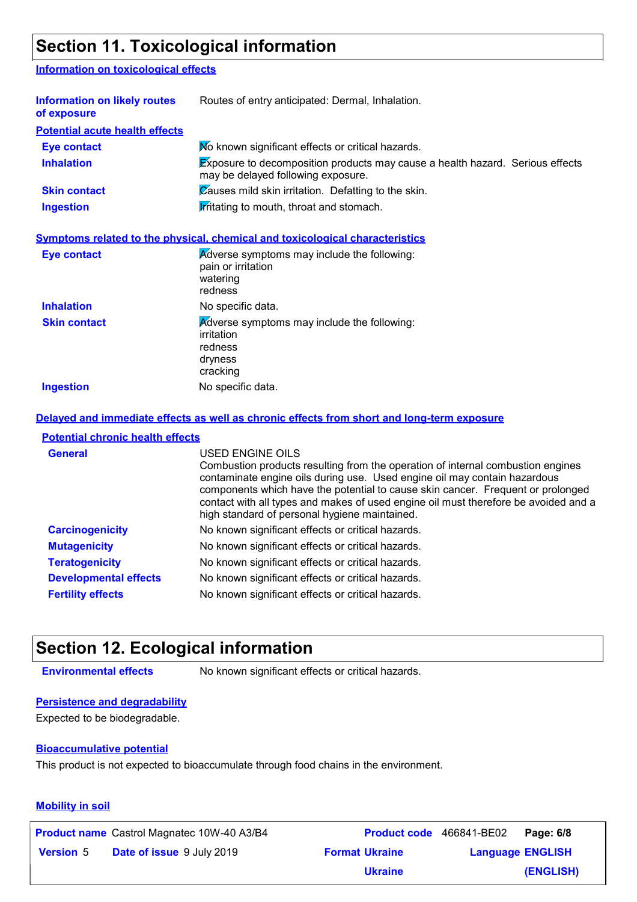## Section 11. Toxicological information

### Information on toxicological effects

| | |
|---|---|
| **Information on likely routes of exposure** | Routes of entry anticipated: Dermal, Inhalation. |

**Potential acute health effects**

| | |
|---|---|
| **Eye contact** | No known significant effects or critical hazards. |
| **Inhalation** | Exposure to decomposition products may cause a health hazard. Serious effects may be delayed following exposure. |
| **Skin contact** | Causes mild skin irritation. Defatting to the skin. |
| **Ingestion** | Irritating to mouth, throat and stomach. |

**Symptoms related to the physical, chemical and toxicological characteristics**

| | |
|---|---|
| **Eye contact** | Adverse symptoms may include the following:<br>pain or irritation<br>watering<br>redness |
| **Inhalation** | No specific data. |
| **Skin contact** | Adverse symptoms may include the following:<br>irritation<br>redness<br>dryness<br>cracking |
| **Ingestion** | No specific data. |

**Delayed and immediate effects as well as chronic effects from short and long-term exposure**

**Potential chronic health effects**

| | |
|---|---|
| **General** | USED ENGINE OILS<br>Combustion products resulting from the operation of internal combustion engines contaminate engine oils during use. Used engine oil may contain hazardous components which have the potential to cause skin cancer. Frequent or prolonged contact with all types and makes of used engine oil must therefore be avoided and a high standard of personal hygiene maintained. |
| **Carcinogenicity** | No known significant effects or critical hazards. |
| **Mutagenicity** | No known significant effects or critical hazards. |
| **Teratogenicity** | No known significant effects or critical hazards. |
| **Developmental effects** | No known significant effects or critical hazards. |
| **Fertility effects** | No known significant effects or critical hazards. |

## Section 12. Ecological information

| | |
|---|---|
| **Environmental effects** | No known significant effects or critical hazards. |

**Persistence and degradability**

Expected to be biodegradable.

**Bioaccumulative potential**

This product is not expected to bioaccumulate through food chains in the environment.

**Mobility in soil**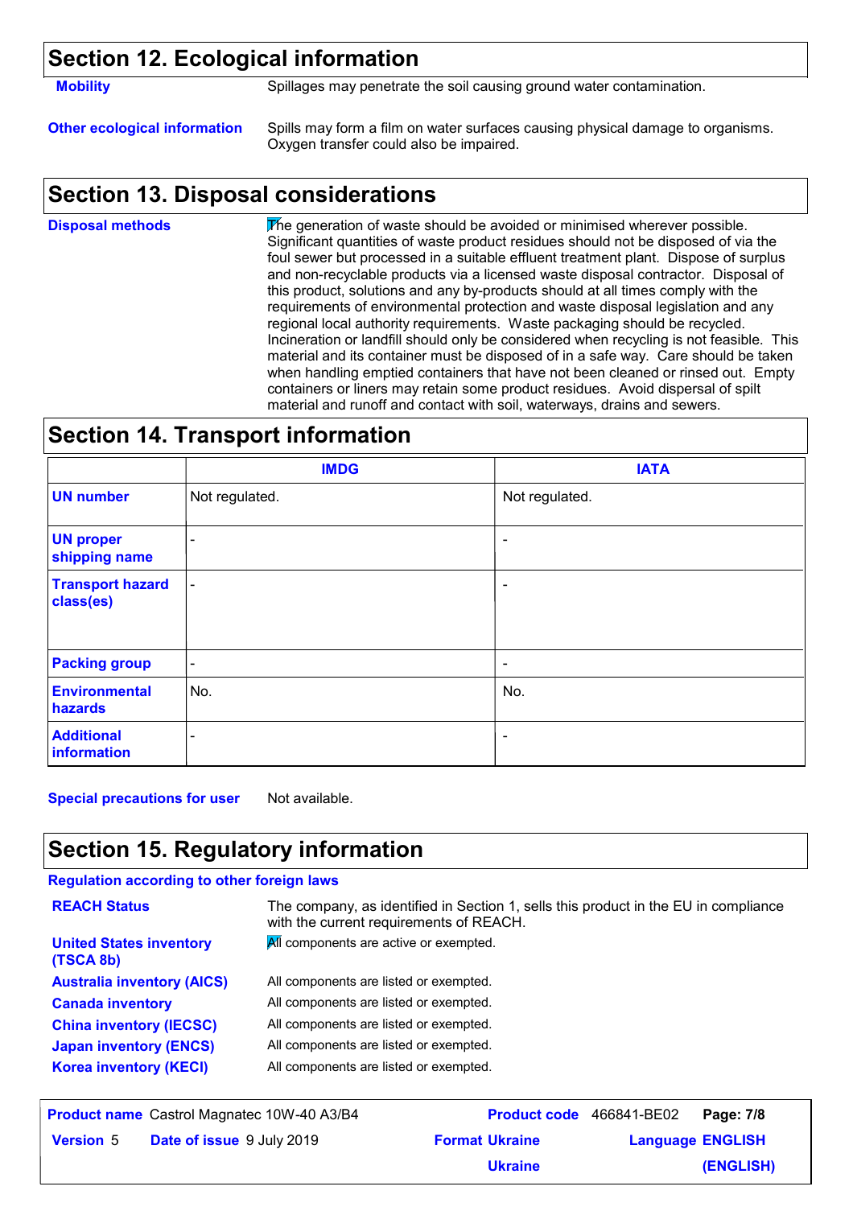## Section 12. Ecological information

**Mobility** Spillages may penetrate the soil causing ground water contamination.

**Other ecological information** Spills may form a film on water surfaces causing physical damage to organisms. Oxygen transfer could also be impaired.

## Section 13. Disposal considerations

**Disposal methods** The generation of waste should be avoided or minimised wherever possible. Significant quantities of waste product residues should not be disposed of via the foul sewer but processed in a suitable effluent treatment plant. Dispose of surplus and non-recyclable products via a licensed waste disposal contractor. Disposal of this product, solutions and any by-products should at all times comply with the requirements of environmental protection and waste disposal legislation and any regional local authority requirements. Waste packaging should be recycled. Incineration or landfill should only be considered when recycling is not feasible. This material and its container must be disposed of in a safe way. Care should be taken when handling emptied containers that have not been cleaned or rinsed out. Empty containers or liners may retain some product residues. Avoid dispersal of spilt material and runoff and contact with soil, waterways, drains and sewers.

## Section 14. Transport information

| | IMDG | IATA |
|---|---|---|
| **UN number** | Not regulated. | Not regulated. |
| **UN proper shipping name** | - | - |
| **Transport hazard class(es)** | - | - |
| **Packing group** | - | - |
| **Environmental hazards** | No. | No. |
| **Additional information** | - | - |

**Special precautions for user** Not available.

## Section 15. Regulatory information

**Regulation according to other foreign laws**

**REACH Status** The company, as identified in Section 1, sells this product in the EU in compliance with the current requirements of REACH.

**United States inventory (TSCA 8b)** All components are active or exempted.

**Australia inventory (AICS)** All components are listed or exempted.

**Canada inventory** All components are listed or exempted.

**China inventory (IECSC)** All components are listed or exempted.

**Japan inventory (ENCS)** All components are listed or exempted.

**Korea inventory (KECI)** All components are listed or exempted.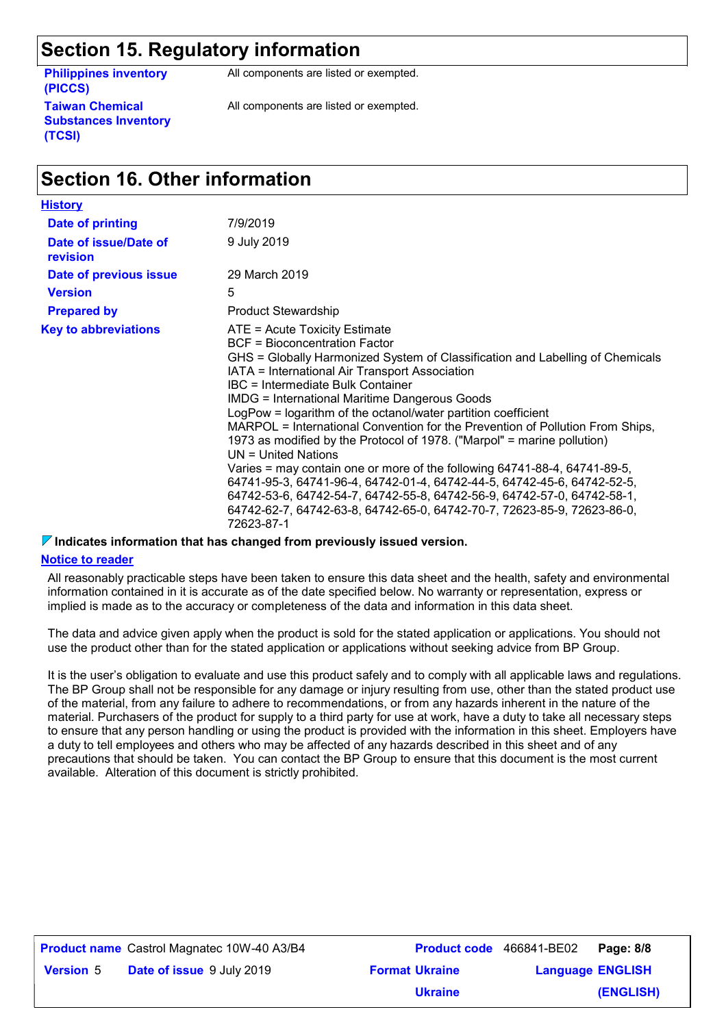## Section 15. Regulatory information

| | |
|---|---|
| **Philippines inventory (PICCS)** | All components are listed or exempted. |
| **Taiwan Chemical Substances Inventory (TCSI)** | All components are listed or exempted. |

## Section 16. Other information

**History**

| | |
|---|---|
| **Date of printing** | 7/9/2019 |
| **Date of issue/Date of revision** | 9 July 2019 |
| **Date of previous issue** | 29 March 2019 |
| **Version** | 5 |
| **Prepared by** | Product Stewardship |

**Key to abbreviations**

ATE = Acute Toxicity Estimate
BCF = Bioconcentration Factor
GHS = Globally Harmonized System of Classification and Labelling of Chemicals
IATA = International Air Transport Association
IBC = Intermediate Bulk Container
IMDG = International Maritime Dangerous Goods
LogPow = logarithm of the octanol/water partition coefficient
MARPOL = International Convention for the Prevention of Pollution From Ships, 1973 as modified by the Protocol of 1978. ("Marpol" = marine pollution)
UN = United Nations
Varies = may contain one or more of the following 64741-88-4, 64741-89-5, 64741-95-3, 64741-96-4, 64742-01-4, 64742-44-5, 64742-45-6, 64742-52-5, 64742-53-6, 64742-54-7, 64742-55-8, 64742-56-9, 64742-57-0, 64742-58-1, 64742-62-7, 64742-63-8, 64742-65-0, 64742-70-7, 72623-85-9, 72623-86-0, 72623-87-1

**Indicates information that has changed from previously issued version.**

**Notice to reader**

All reasonably practicable steps have been taken to ensure this data sheet and the health, safety and environmental information contained in it is accurate as of the date specified below. No warranty or representation, express or implied is made as to the accuracy or completeness of the data and information in this data sheet.

The data and advice given apply when the product is sold for the stated application or applications. You should not use the product other than for the stated application or applications without seeking advice from BP Group.

It is the user's obligation to evaluate and use this product safely and to comply with all applicable laws and regulations. The BP Group shall not be responsible for any damage or injury resulting from use, other than the stated product use of the material, from any failure to adhere to recommendations, or from any hazards inherent in the nature of the material. Purchasers of the product for supply to a third party for use at work, have a duty to take all necessary steps to ensure that any person handling or using the product is provided with the information in this sheet. Employers have a duty to tell employees and others who may be affected of any hazards described in this sheet and of any precautions that should be taken. You can contact the BP Group to ensure that this document is the most current available. Alteration of this document is strictly prohibited.